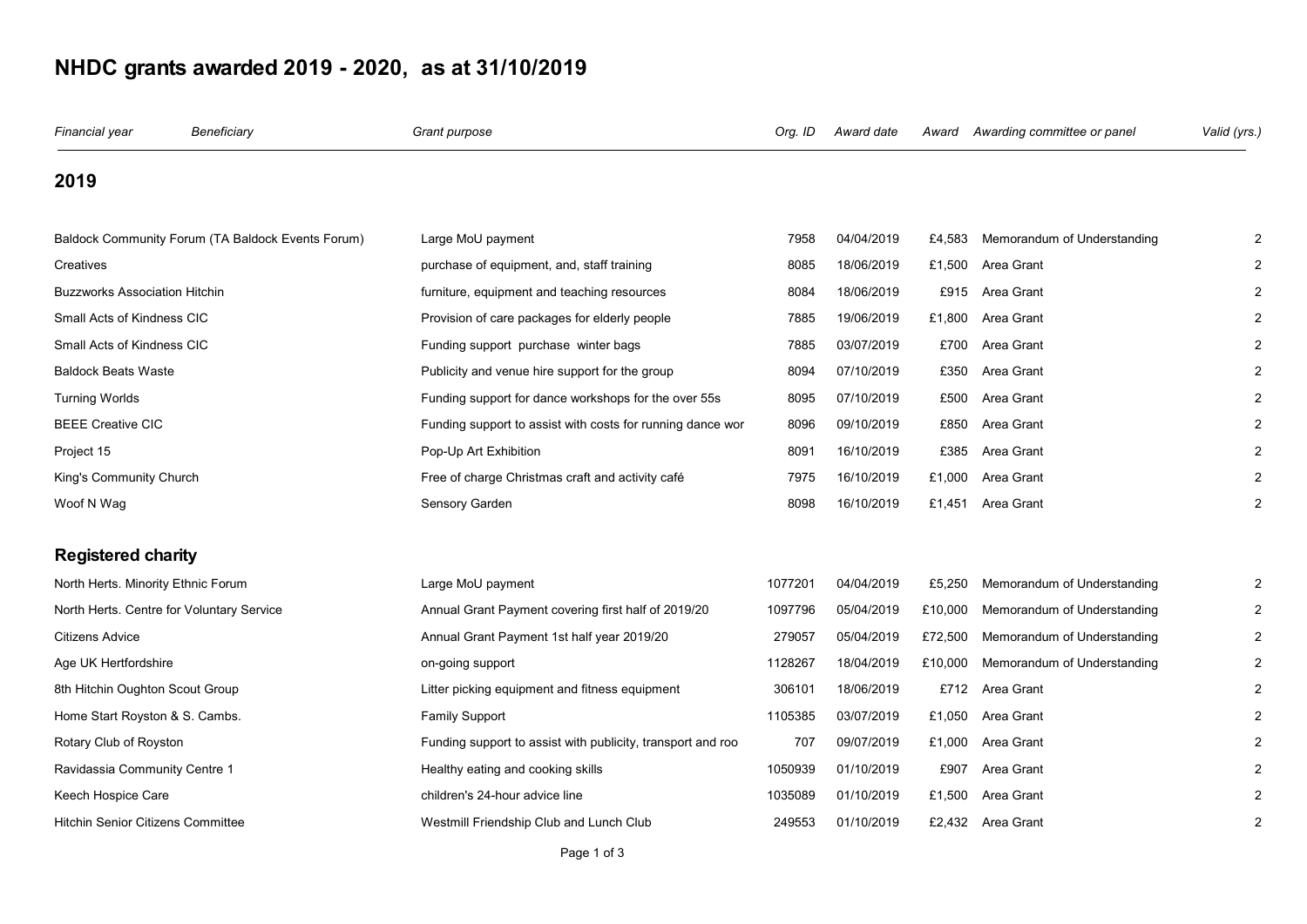# NHDC grants awarded 2019 - 2020, as at 31/10/2019

| *Financial year* | *Beneficiary* | *Grant purpose* | *Org. ID* | *Award date* | *Award* | *Awarding committee or panel* | *Valid (yrs.)* |
|---|---|---|---|---|---|---|---|
| **2019** | | | | | | | |
| | Baldock Community Forum (TA Baldock Events Forum) | Large MoU payment | 7958 | 04/04/2019 | £4,583 | Memorandum of Understanding | 2 |
| | Creatives | purchase of equipment, and, staff training | 8085 | 18/06/2019 | £1,500 | Area Grant | 2 |
| | Buzzworks Association Hitchin | furniture, equipment and teaching resources | 8084 | 18/06/2019 | £915 | Area Grant | 2 |
| | Small Acts of Kindness CIC | Provision of care packages for elderly people | 7885 | 19/06/2019 | £1,800 | Area Grant | 2 |
| | Small Acts of Kindness CIC | Funding support purchase winter bags | 7885 | 03/07/2019 | £700 | Area Grant | 2 |
| | Baldock Beats Waste | Publicity and venue hire support for the group | 8094 | 07/10/2019 | £350 | Area Grant | 2 |
| | Turning Worlds | Funding support for dance workshops for the over 55s | 8095 | 07/10/2019 | £500 | Area Grant | 2 |
| | BEEE Creative CIC | Funding support to assist with costs for running dance wor | 8096 | 09/10/2019 | £850 | Area Grant | 2 |
| | Project 15 | Pop-Up Art Exhibition | 8091 | 16/10/2019 | £385 | Area Grant | 2 |
| | King's Community Church | Free of charge Christmas craft and activity café | 7975 | 16/10/2019 | £1,000 | Area Grant | 2 |
| | Woof N Wag | Sensory Garden | 8098 | 16/10/2019 | £1,451 | Area Grant | 2 |
| **Registered charity** | | | | | | | |
| | North Herts. Minority Ethnic Forum | Large MoU payment | 1077201 | 04/04/2019 | £5,250 | Memorandum of Understanding | 2 |
| | North Herts. Centre for Voluntary Service | Annual Grant Payment covering first half of 2019/20 | 1097796 | 05/04/2019 | £10,000 | Memorandum of Understanding | 2 |
| | Citizens Advice | Annual Grant Payment 1st half year 2019/20 | 279057 | 05/04/2019 | £72,500 | Memorandum of Understanding | 2 |
| | Age UK Hertfordshire | on-going support | 1128267 | 18/04/2019 | £10,000 | Memorandum of Understanding | 2 |
| | 8th Hitchin Oughton Scout Group | Litter picking equipment and fitness equipment | 306101 | 18/06/2019 | £712 | Area Grant | 2 |
| | Home Start Royston & S. Cambs. | Family Support | 1105385 | 03/07/2019 | £1,050 | Area Grant | 2 |
| | Rotary Club of Royston | Funding support to assist with publicity, transport and roo | 707 | 09/07/2019 | £1,000 | Area Grant | 2 |
| | Ravidassia Community Centre 1 | Healthy eating and cooking skills | 1050939 | 01/10/2019 | £907 | Area Grant | 2 |
| | Keech Hospice Care | children's 24-hour advice line | 1035089 | 01/10/2019 | £1,500 | Area Grant | 2 |
| | Hitchin Senior Citizens Committee | Westmill Friendship Club and Lunch Club | 249553 | 01/10/2019 | £2,432 | Area Grant | 2 |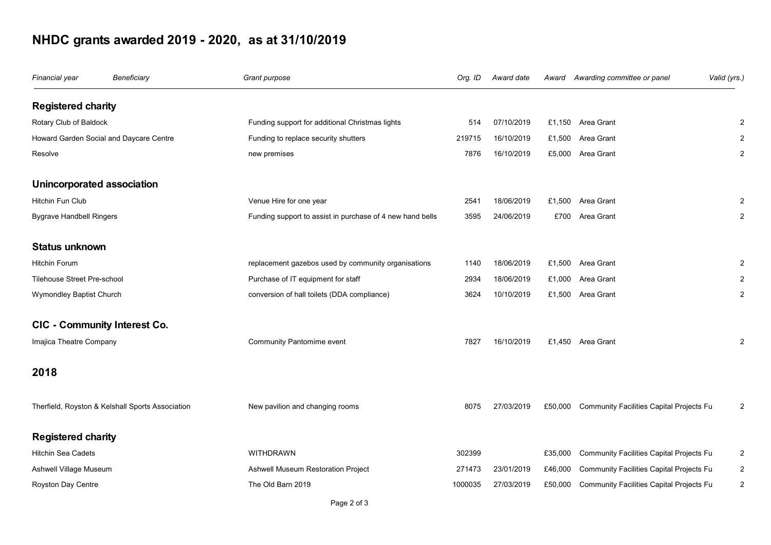# NHDC grants awarded 2019 - 2020, as at 31/10/2019

| *Financial year* | *Beneficiary* | *Grant purpose* | *Org. ID* | *Award date* | *Award* | *Awarding committee or panel* | *Valid (yrs.)* |
|---|---|---|---|---|---|---|---|
| **Registered charity** | | | | | | | |
| Rotary Club of Baldock | | Funding support for additional Christmas lights | 514 | 07/10/2019 | £1,150 | Area Grant | 2 |
| Howard Garden Social and Daycare Centre | | Funding to replace security shutters | 219715 | 16/10/2019 | £1,500 | Area Grant | 2 |
| Resolve | | new premises | 7876 | 16/10/2019 | £5,000 | Area Grant | 2 |
| **Unincorporated association** | | | | | | | |
| Hitchin Fun Club | | Venue Hire for one year | 2541 | 18/06/2019 | £1,500 | Area Grant | 2 |
| Bygrave Handbell Ringers | | Funding support to assist in purchase of 4 new hand bells | 3595 | 24/06/2019 | £700 | Area Grant | 2 |
| **Status unknown** | | | | | | | |
| Hitchin Forum | | replacement gazebos used by community organisations | 1140 | 18/06/2019 | £1,500 | Area Grant | 2 |
| Tilehouse Street Pre-school | | Purchase of IT equipment for staff | 2934 | 18/06/2019 | £1,000 | Area Grant | 2 |
| Wymondley Baptist Church | | conversion of hall toilets (DDA compliance) | 3624 | 10/10/2019 | £1,500 | Area Grant | 2 |
| **CIC - Community Interest Co.** | | | | | | | |
| Imajica Theatre Company | | Community Pantomime event | 7827 | 16/10/2019 | £1,450 | Area Grant | 2 |
| **2018** | | | | | | | |
| Therfield, Royston & Kelshall Sports Association | | New pavilion and changing rooms | 8075 | 27/03/2019 | £50,000 | Community Facilities Capital Projects Fu | 2 |
| **Registered charity** | | | | | | | |
| Hitchin Sea Cadets | | WITHDRAWN | 302399 | | £35,000 | Community Facilities Capital Projects Fu | 2 |
| Ashwell Village Museum | | Ashwell Museum Restoration Project | 271473 | 23/01/2019 | £46,000 | Community Facilities Capital Projects Fu | 2 |
| Royston Day Centre | | The Old Barn 2019 | 1000035 | 27/03/2019 | £50,000 | Community Facilities Capital Projects Fu | 2 |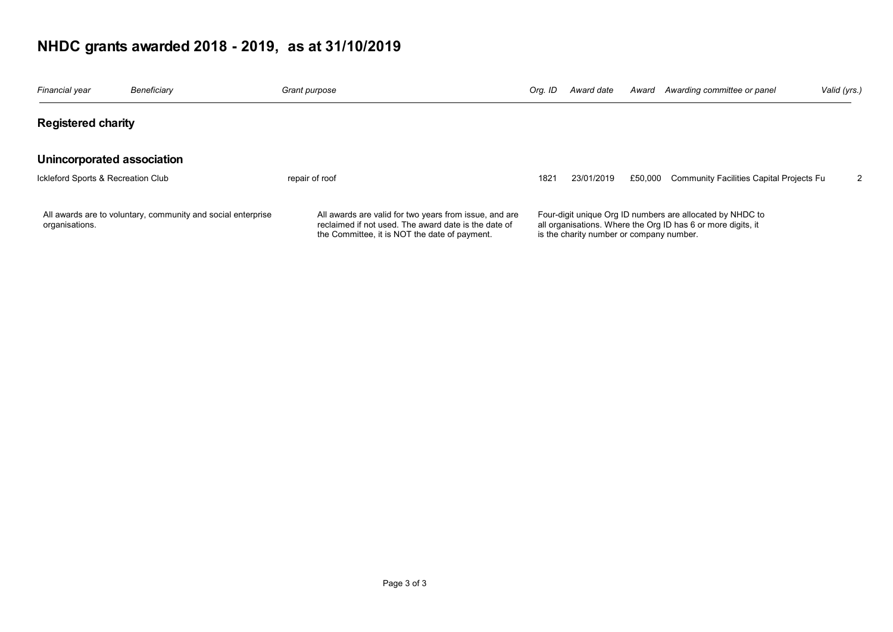# NHDC grants awarded 2018 - 2019, as at 31/10/2019

| *Financial year* | *Beneficiary* | *Grant purpose* | *Org. ID* | *Award date* | *Award* | *Awarding committee or panel* | *Valid (yrs.)* |
|---|---|---|---|---|---|---|---|
| **Registered charity** | | | | | | | |
| **Unincorporated association** | | | | | | | |
| | Ickleford Sports & Recreation Club | repair of roof | 1821 | 23/01/2019 | £50,000 | Community Facilities Capital Projects Fu | 2 |

All awards are to voluntary, community and social enterprise organisations.

All awards are valid for two years from issue, and are reclaimed if not used. The award date is the date of the Committee, it is NOT the date of payment.

Four-digit unique Org ID numbers are allocated by NHDC to all organisations. Where the Org ID has 6 or more digits, it is the charity number or company number.